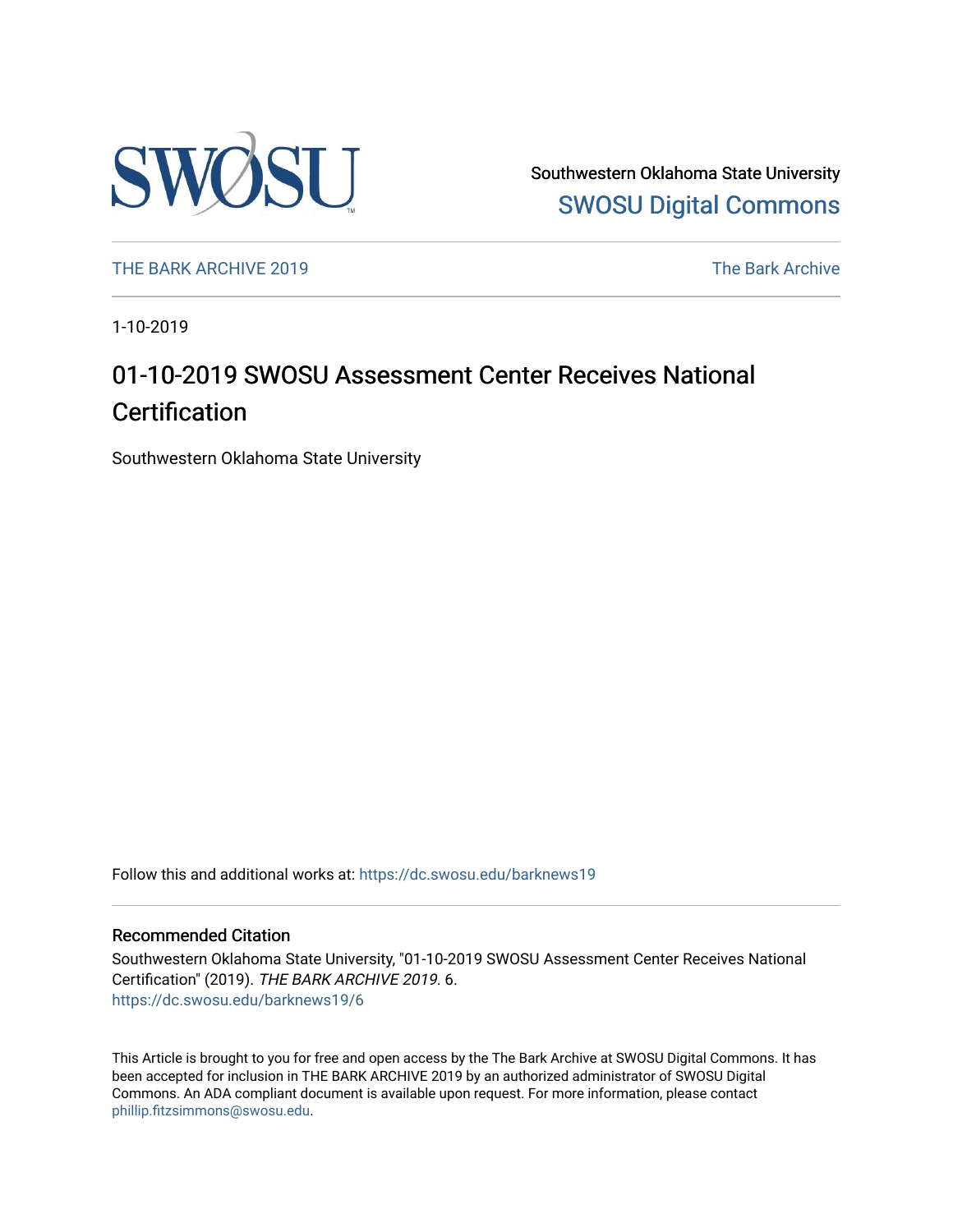Southwestern Oklahoma State University

SWOSU Digital Commons

THE BARK ARCHIVE 2019

The Bark Archive

1-10-2019

# 01-10-2019 SWOSU Assessment Center Receives National Certification

Southwestern Oklahoma State University

Follow this and additional works at: https://dc.swosu.edu/barknews19

## Recommended Citation

Southwestern Oklahoma State University, "01-10-2019 SWOSU Assessment Center Receives National Certification" (2019). *THE BARK ARCHIVE 2019*. 6.
https://dc.swosu.edu/barknews19/6

This Article is brought to you for free and open access by the The Bark Archive at SWOSU Digital Commons. It has been accepted for inclusion in THE BARK ARCHIVE 2019 by an authorized administrator of SWOSU Digital Commons. An ADA compliant document is available upon request. For more information, please contact phillip.fitzsimmons@swosu.edu.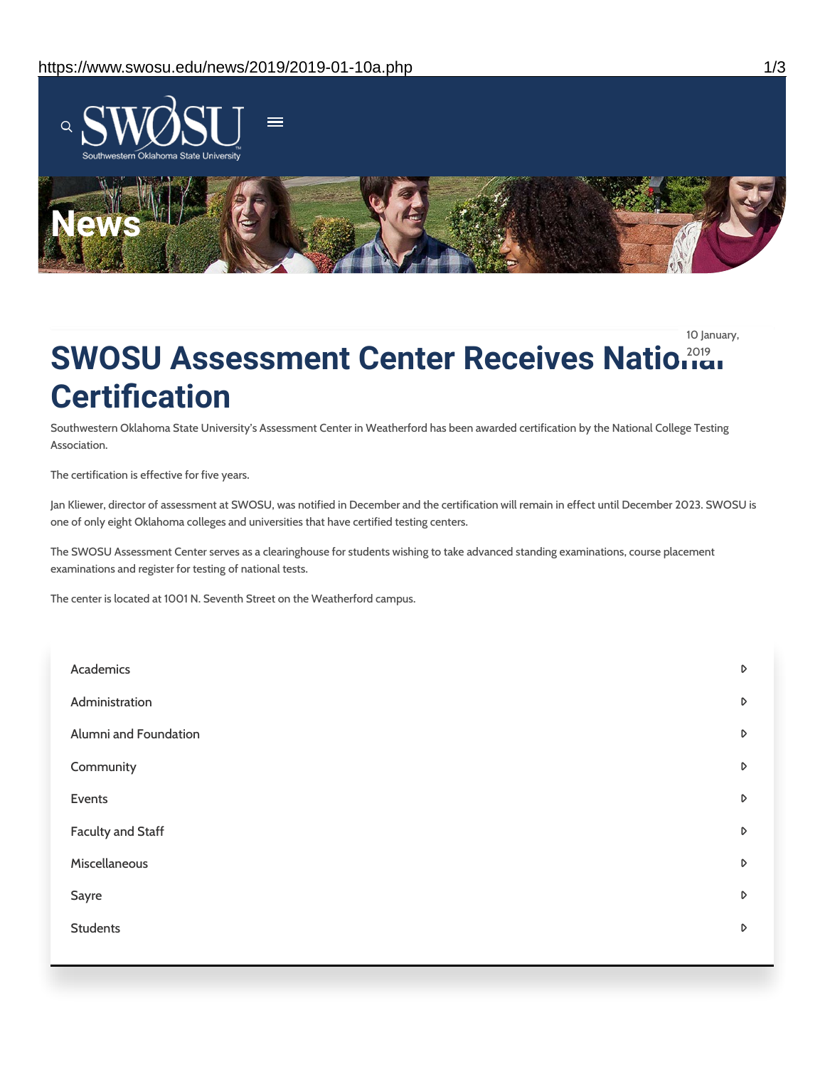# News

10 January, 2019

# SWOSU Assessment Center Receives National Certification

Southwestern Oklahoma State University's Assessment Center in Weatherford has been awarded certification by the National College Testing Association.

The certification is effective for five years.

Jan Kliewer, director of assessment at SWOSU, was notified in December and the certification will remain in effect until December 2023. SWOSU is one of only eight Oklahoma colleges and universities that have certified testing centers.

The SWOSU Assessment Center serves as a clearinghouse for students wishing to take advanced standing examinations, course placement examinations and register for testing of national tests.

The center is located at 1001 N. Seventh Street on the Weatherford campus.

- Academics
- Administration
- Alumni and Foundation
- Community
- Events
- Faculty and Staff
- Miscellaneous
- Sayre
- Students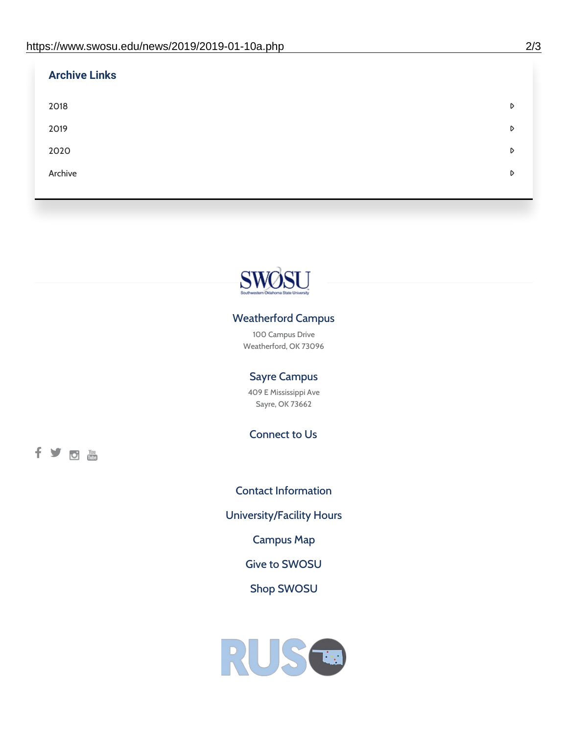## Archive Links

- 2018
- 2019
- 2020
- Archive

### Weatherford Campus

100 Campus Drive
Weatherford, OK 73096

### Sayre Campus

409 E Mississippi Ave
Sayre, OK 73662

### Connect to Us

Contact Information

University/Facility Hours

Campus Map

Give to SWOSU

Shop SWOSU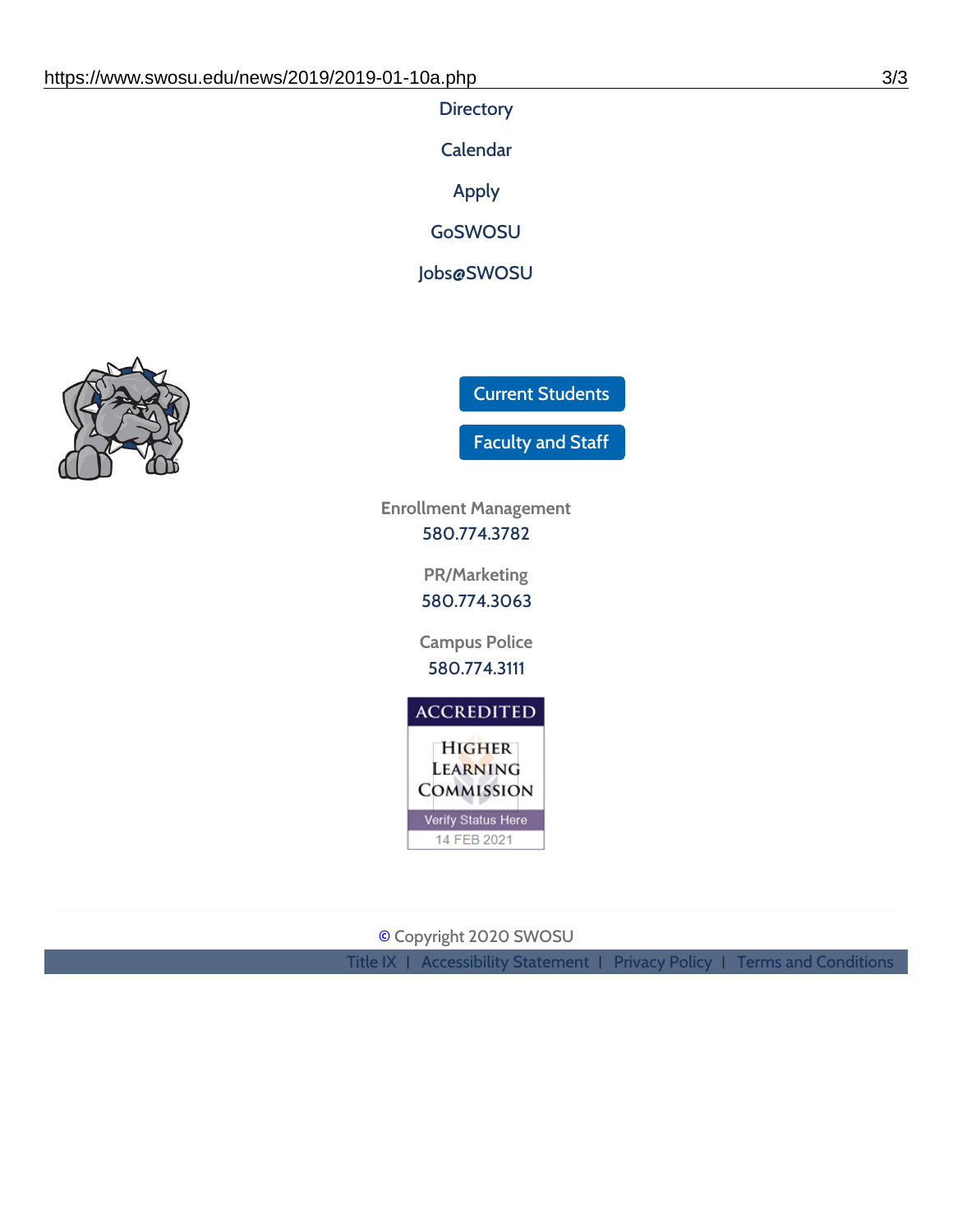Directory

Calendar

Apply

GoSWOSU

Jobs@SWOSU

Current Students

Faculty and Staff

Enrollment Management
580.774.3782

PR/Marketing
580.774.3063

Campus Police
580.774.3111

ACCREDITED
HIGHER LEARNING COMMISSION
Verify Status Here
14 FEB 2021

© Copyright 2020 SWOSU

Title IX | Accessibility Statement | Privacy Policy | Terms and Conditions